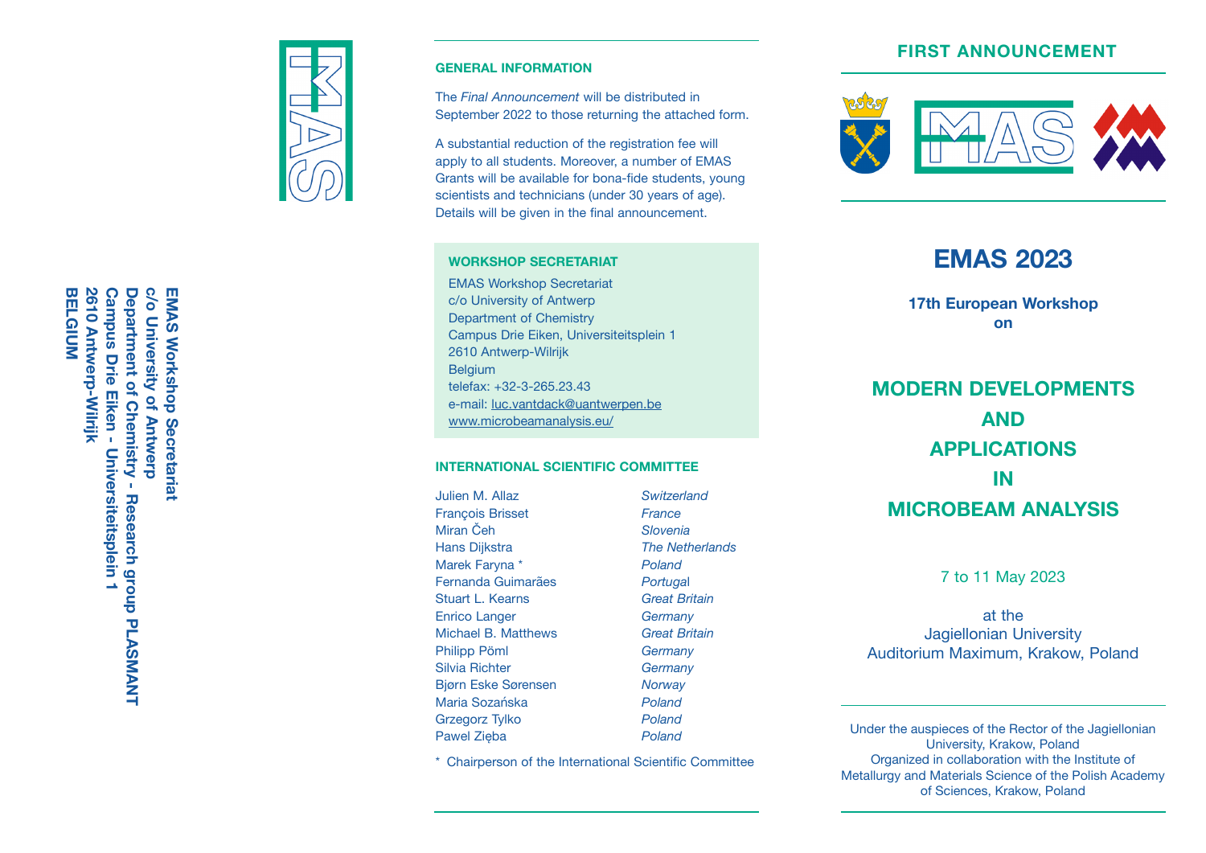EMAS Workshop Secretariat
c/o University of Antwerp
Department of Chemistry - Research group PLASMANT
Campus Drie Eiken - Universiteitsplein 1
2610 Antwerp-Wilrijk
BELGIUM

## GENERAL INFORMATION

The *Final Announcement* will be distributed in September 2022 to those returning the attached form.

A substantial reduction of the registration fee will apply to all students. Moreover, a number of EMAS Grants will be available for bona-fide students, young scientists and technicians (under 30 years of age). Details will be given in the final announcement.

## WORKSHOP SECRETARIAT

EMAS Workshop Secretariat
c/o University of Antwerp
Department of Chemistry
Campus Drie Eiken, Universiteitsplein 1
2610 Antwerp-Wilrijk
Belgium
telefax: +32-3-265.23.43
e-mail: luc.vantdack@uantwerpen.be
www.microbeamanalysis.eu/

## INTERNATIONAL SCIENTIFIC COMMITTEE

| | |
|---|---|
| Julien M. Allaz | *Switzerland* |
| François Brisset | *France* |
| Miran Čeh | *Slovenia* |
| Hans Dijkstra | *The Netherlands* |
| Marek Faryna * | *Poland* |
| Fernanda Guimarães | *Portugal* |
| Stuart L. Kearns | *Great Britain* |
| Enrico Langer | *Germany* |
| Michael B. Matthews | *Great Britain* |
| Philipp Pöml | *Germany* |
| Silvia Richter | *Germany* |
| Bjørn Eske Sørensen | *Norway* |
| Maria Sozańska | *Poland* |
| Grzegorz Tylko | *Poland* |
| Pawel Zięba | *Poland* |

\* Chairperson of the International Scientific Committee

## FIRST ANNOUNCEMENT

# EMAS 2023

**17th European Workshop on**

## MODERN DEVELOPMENTS AND APPLICATIONS IN MICROBEAM ANALYSIS

7 to 11 May 2023

at the
Jagiellonian University
Auditorium Maximum, Krakow, Poland

Under the auspieces of the Rector of the Jagiellonian University, Krakow, Poland
Organized in collaboration with the Institute of Metallurgy and Materials Science of the Polish Academy of Sciences, Krakow, Poland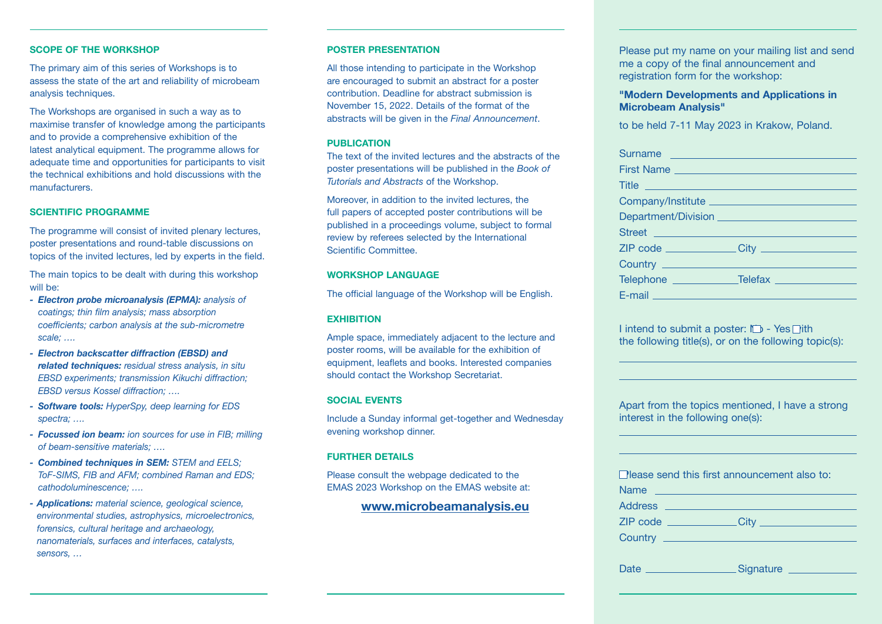## SCOPE OF THE WORKSHOP

The primary aim of this series of Workshops is to assess the state of the art and reliability of microbeam analysis techniques.

The Workshops are organised in such a way as to maximise transfer of knowledge among the participants and to provide a comprehensive exhibition of the latest analytical equipment. The programme allows for adequate time and opportunities for participants to visit the technical exhibitions and hold discussions with the manufacturers.

## SCIENTIFIC PROGRAMME

The programme will consist of invited plenary lectures, poster presentations and round-table discussions on topics of the invited lectures, led by experts in the field.

The main topics to be dealt with during this workshop will be:

- ***Electron probe microanalysis (EPMA):*** *analysis of coatings; thin film analysis; mass absorption coefficients; carbon analysis at the sub-micrometre scale; ….*
- ***Electron backscatter diffraction (EBSD) and related techniques:*** *residual stress analysis, in situ EBSD experiments; transmission Kikuchi diffraction; EBSD versus Kossel diffraction; ….*
- ***Software tools:*** *HyperSpy, deep learning for EDS spectra; ….*
- ***Focussed ion beam:*** *ion sources for use in FIB; milling of beam-sensitive materials; ….*
- ***Combined techniques in SEM:*** *STEM and EELS; ToF-SIMS, FIB and AFM; combined Raman and EDS; cathodoluminescence; ….*
- ***Applications:*** *material science, geological science, environmental studies, astrophysics, microelectronics, forensics, cultural heritage and archaeology, nanomaterials, surfaces and interfaces, catalysts, sensors, …*

## POSTER PRESENTATION

All those intending to participate in the Workshop are encouraged to submit an abstract for a poster contribution. Deadline for abstract submission is November 15, 2022. Details of the format of the abstracts will be given in the *Final Announcement*.

## PUBLICATION

The text of the invited lectures and the abstracts of the poster presentations will be published in the *Book of Tutorials and Abstracts* of the Workshop.

Moreover, in addition to the invited lectures, the full papers of accepted poster contributions will be published in a proceedings volume, subject to formal review by referees selected by the International Scientific Committee.

## WORKSHOP LANGUAGE

The official language of the Workshop will be English.

## EXHIBITION

Ample space, immediately adjacent to the lecture and poster rooms, will be available for the exhibition of equipment, leaflets and books. Interested companies should contact the Workshop Secretariat.

## SOCIAL EVENTS

Include a Sunday informal get-together and Wednesday evening workshop dinner.

## FURTHER DETAILS

Please consult the webpage dedicated to the EMAS 2023 Workshop on the EMAS website at:

**www.microbeamanalysis.eu**

---

Please put my name on your mailing list and send me a copy of the final announcement and registration form for the workshop:

**"Modern Developments and Applications in Microbeam Analysis"**

to be held 7-11 May 2023 in Krakow, Poland.

Surname ______________________

First Name ______________________

Title ______________________

Company/Institute ______________________

Department/Division ______________________

Street ______________________

ZIP code __________ City __________

Country ______________________

Telephone __________ Telefax __________

E-mail ______________________

I intend to submit a poster: ☐ - Yes ☐ with the following title(s), or on the following topic(s):

______________________

______________________

Apart from the topics mentioned, I have a strong interest in the following one(s):

______________________

______________________

☐ Please send this first announcement also to:

Name ______________________

Address ______________________

ZIP code __________ City __________

Country ______________________

Date __________ Signature __________